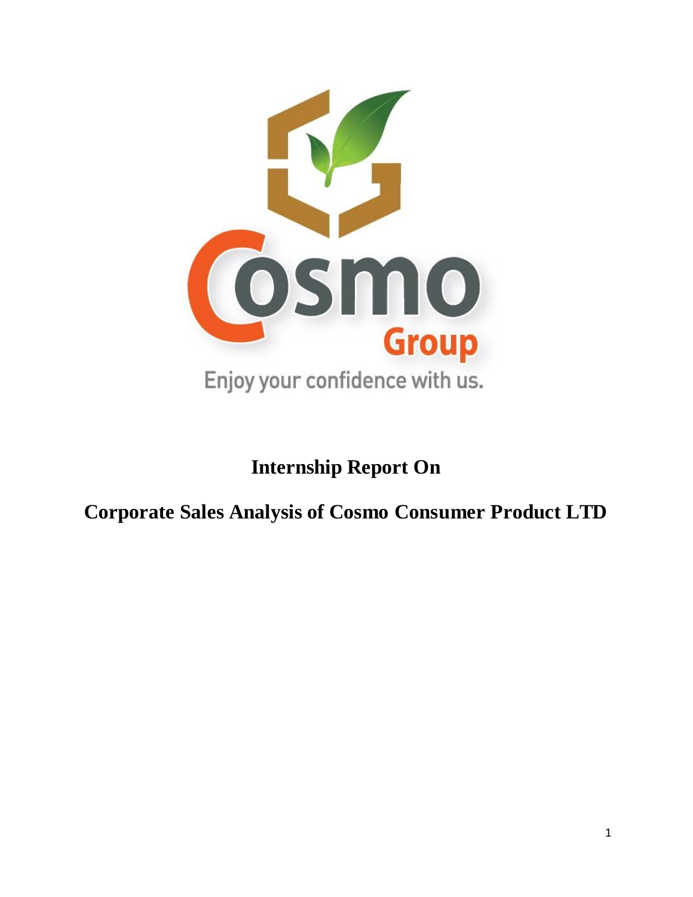Cosmo Group

Enjoy your confidence with us.

# Internship Report On

# Corporate Sales Analysis of Cosmo Consumer Product LTD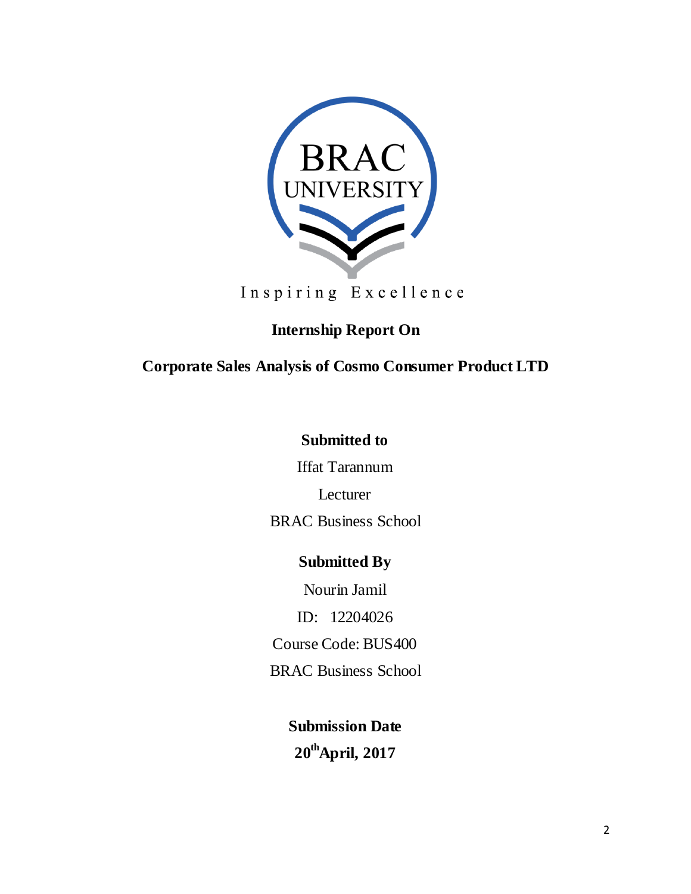BRAC UNIVERSITY

Inspiring Excellence

**Internship Report On**

**Corporate Sales Analysis of Cosmo Consumer Product LTD**

**Submitted to**

Iffat Tarannum

Lecturer

BRAC Business School

**Submitted By**

Nourin Jamil

ID: 12204026

Course Code: BUS400

BRAC Business School

**Submission Date**

**20th April, 2017**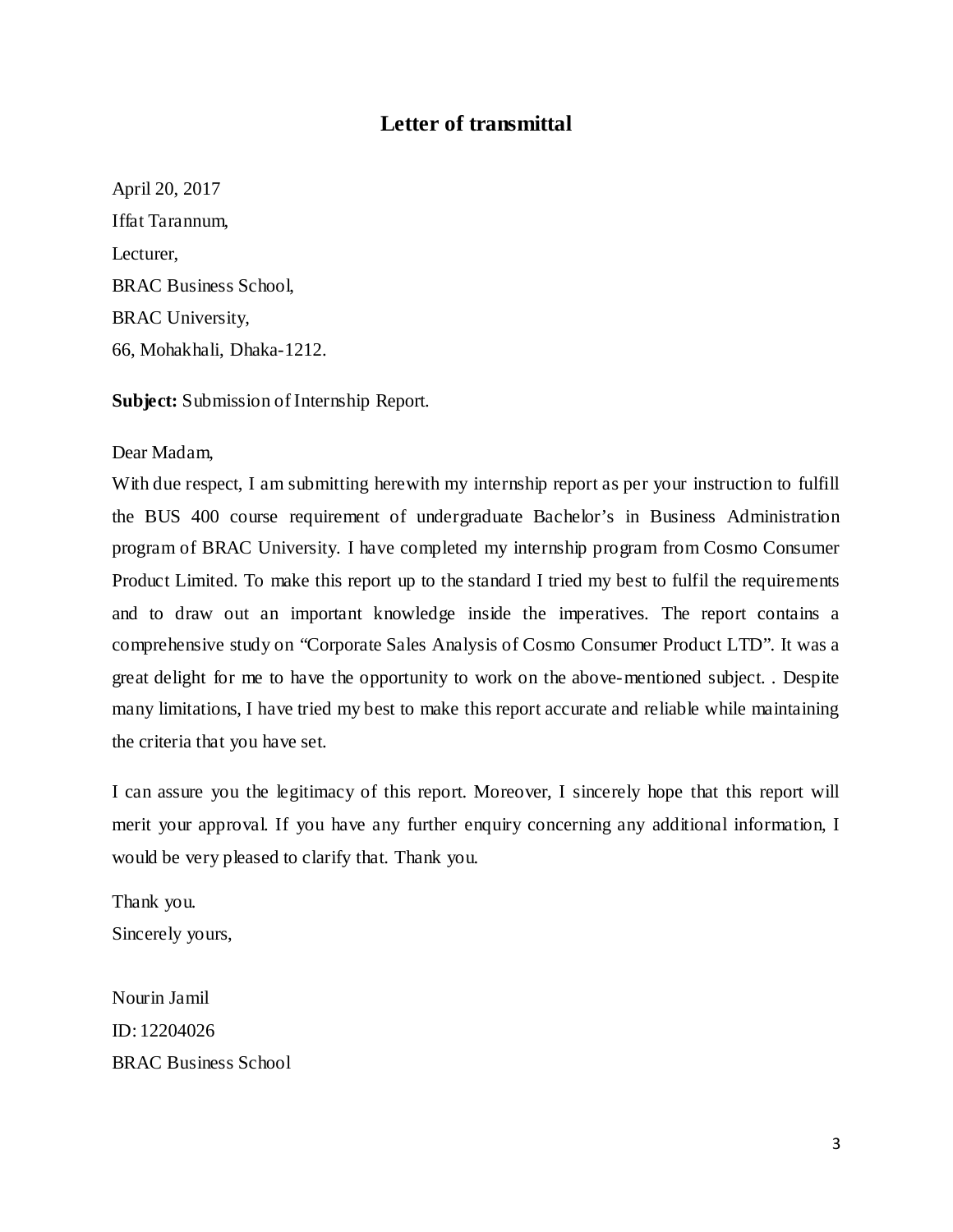# Letter of transmittal

April 20, 2017

Iffat Tarannum,

Lecturer,

BRAC Business School,

BRAC University,

66, Mohakhali, Dhaka-1212.

**Subject:** Submission of Internship Report.

Dear Madam,

With due respect, I am submitting herewith my internship report as per your instruction to fulfill the BUS 400 course requirement of undergraduate Bachelor's in Business Administration program of BRAC University. I have completed my internship program from Cosmo Consumer Product Limited. To make this report up to the standard I tried my best to fulfil the requirements and to draw out an important knowledge inside the imperatives. The report contains a comprehensive study on "Corporate Sales Analysis of Cosmo Consumer Product LTD". It was a great delight for me to have the opportunity to work on the above-mentioned subject. . Despite many limitations, I have tried my best to make this report accurate and reliable while maintaining the criteria that you have set.

I can assure you the legitimacy of this report. Moreover, I sincerely hope that this report will merit your approval. If you have any further enquiry concerning any additional information, I would be very pleased to clarify that. Thank you.

Thank you.

Sincerely yours,

Nourin Jamil

ID: 12204026

BRAC Business School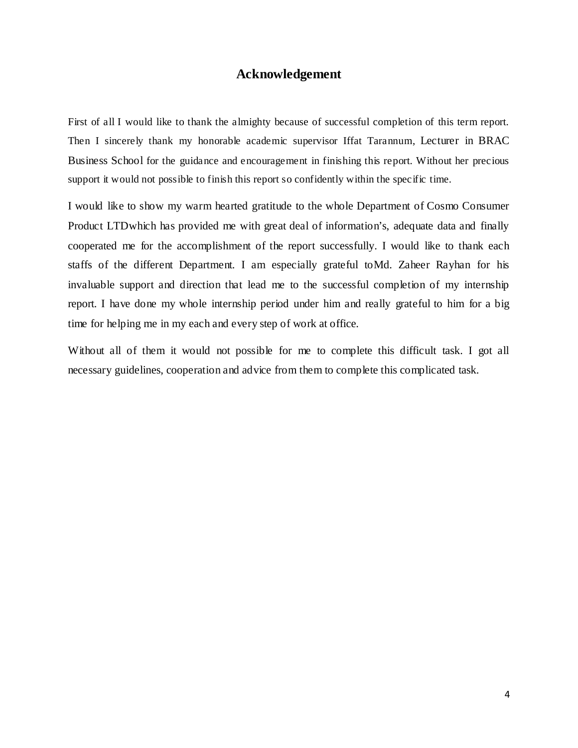# Acknowledgement

First of all I would like to thank the almighty because of successful completion of this term report. Then I sincerely thank my honorable academic supervisor Iffat Tarannum, Lecturer in BRAC Business School for the guidance and encouragement in finishing this report. Without her precious support it would not possible to finish this report so confidently within the specific time.

I would like to show my warm hearted gratitude to the whole Department of Cosmo Consumer Product LTDwhich has provided me with great deal of information's, adequate data and finally cooperated me for the accomplishment of the report successfully. I would like to thank each staffs of the different Department. I am especially grateful toMd. Zaheer Rayhan for his invaluable support and direction that lead me to the successful completion of my internship report. I have done my whole internship period under him and really grateful to him for a big time for helping me in my each and every step of work at office.

Without all of them it would not possible for me to complete this difficult task. I got all necessary guidelines, cooperation and advice from them to complete this complicated task.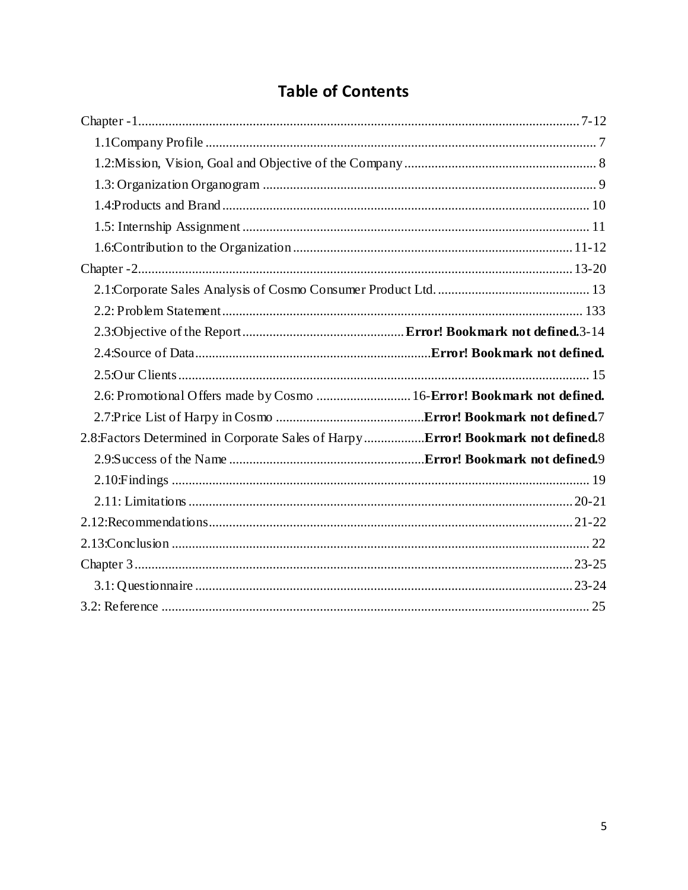## Table of Contents

Chapter -1 .......... 7-12

- 1.1Company Profile .......... 7
- 1.2:Mission, Vision, Goal and Objective of the Company .......... 8
- 1.3: Organization Organogram .......... 9
- 1.4:Products and Brand .......... 10
- 1.5: Internship Assignment .......... 11
- 1.6:Contribution to the Organization .......... 11-12

Chapter -2 .......... 13-20

- 2.1:Corporate Sales Analysis of Cosmo Consumer Product Ltd. .......... 13
- 2.2: Problem Statement .......... 133
- 2.3:Objective of the Report .......... **Error! Bookmark not defined.**3-14
- 2.4:Source of Data .......... **Error! Bookmark not defined.**
- 2.5:Our Clients .......... 15
- 2.6: Promotional Offers made by Cosmo .......... 16-**Error! Bookmark not defined.**
- 2.7:Price List of Harpy in Cosmo .......... **Error! Bookmark not defined.**7

2.8:Factors Determined in Corporate Sales of Harpy .......... **Error! Bookmark not defined.**8

- 2.9:Success of the Name .......... **Error! Bookmark not defined.**9
- 2.10:Findings .......... 19
- 2.11: Limitations .......... 20-21

2.12:Recommendations .......... 21-22

2.13:Conclusion .......... 22

Chapter 3 .......... 23-25

- 3.1: Questionnaire .......... 23-24

3.2: Reference .......... 25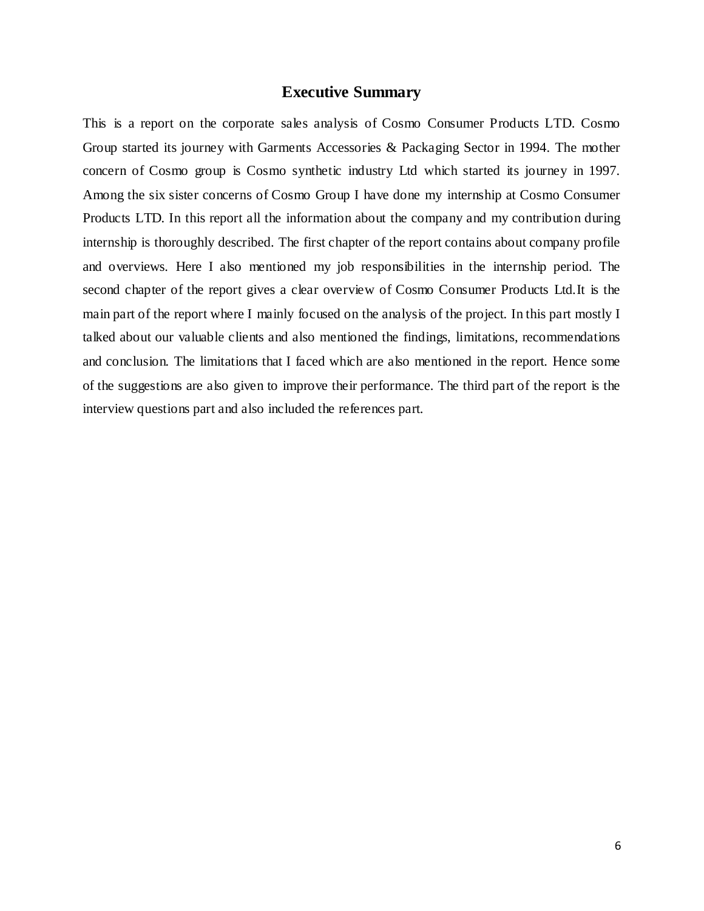## Executive Summary

This is a report on the corporate sales analysis of Cosmo Consumer Products LTD. Cosmo Group started its journey with Garments Accessories & Packaging Sector in 1994. The mother concern of Cosmo group is Cosmo synthetic industry Ltd which started its journey in 1997. Among the six sister concerns of Cosmo Group I have done my internship at Cosmo Consumer Products LTD. In this report all the information about the company and my contribution during internship is thoroughly described. The first chapter of the report contains about company profile and overviews. Here I also mentioned my job responsibilities in the internship period. The second chapter of the report gives a clear overview of Cosmo Consumer Products Ltd.It is the main part of the report where I mainly focused on the analysis of the project. In this part mostly I talked about our valuable clients and also mentioned the findings, limitations, recommendations and conclusion. The limitations that I faced which are also mentioned in the report. Hence some of the suggestions are also given to improve their performance. The third part of the report is the interview questions part and also included the references part.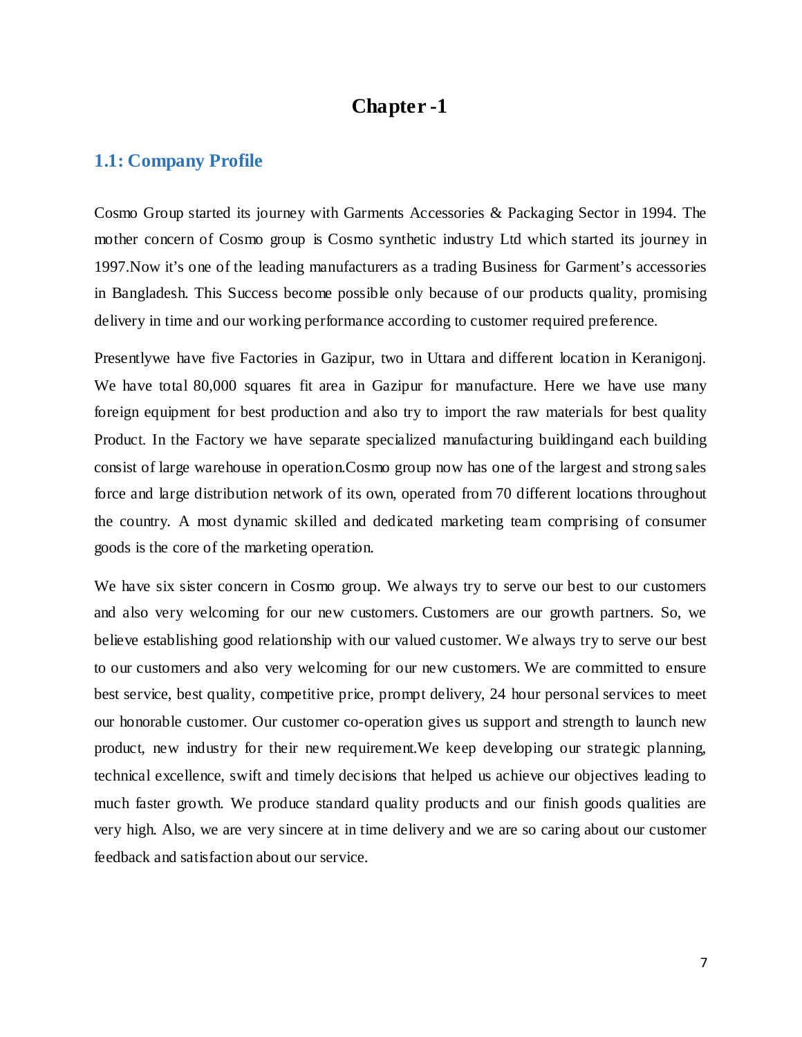# Chapter -1

## 1.1: Company Profile

Cosmo Group started its journey with Garments Accessories & Packaging Sector in 1994. The mother concern of Cosmo group is Cosmo synthetic industry Ltd which started its journey in 1997.Now it's one of the leading manufacturers as a trading Business for Garment's accessories in Bangladesh. This Success become possible only because of our products quality, promising delivery in time and our working performance according to customer required preference.

Presentlywe have five Factories in Gazipur, two in Uttara and different location in Keranigonj. We have total 80,000 squares fit area in Gazipur for manufacture. Here we have use many foreign equipment for best production and also try to import the raw materials for best quality Product. In the Factory we have separate specialized manufacturing buildingand each building consist of large warehouse in operation.Cosmo group now has one of the largest and strong sales force and large distribution network of its own, operated from 70 different locations throughout the country. A most dynamic skilled and dedicated marketing team comprising of consumer goods is the core of the marketing operation.

We have six sister concern in Cosmo group. We always try to serve our best to our customers and also very welcoming for our new customers. Customers are our growth partners. So, we believe establishing good relationship with our valued customer. We always try to serve our best to our customers and also very welcoming for our new customers. We are committed to ensure best service, best quality, competitive price, prompt delivery, 24 hour personal services to meet our honorable customer. Our customer co-operation gives us support and strength to launch new product, new industry for their new requirement.We keep developing our strategic planning, technical excellence, swift and timely decisions that helped us achieve our objectives leading to much faster growth. We produce standard quality products and our finish goods qualities are very high. Also, we are very sincere at in time delivery and we are so caring about our customer feedback and satisfaction about our service.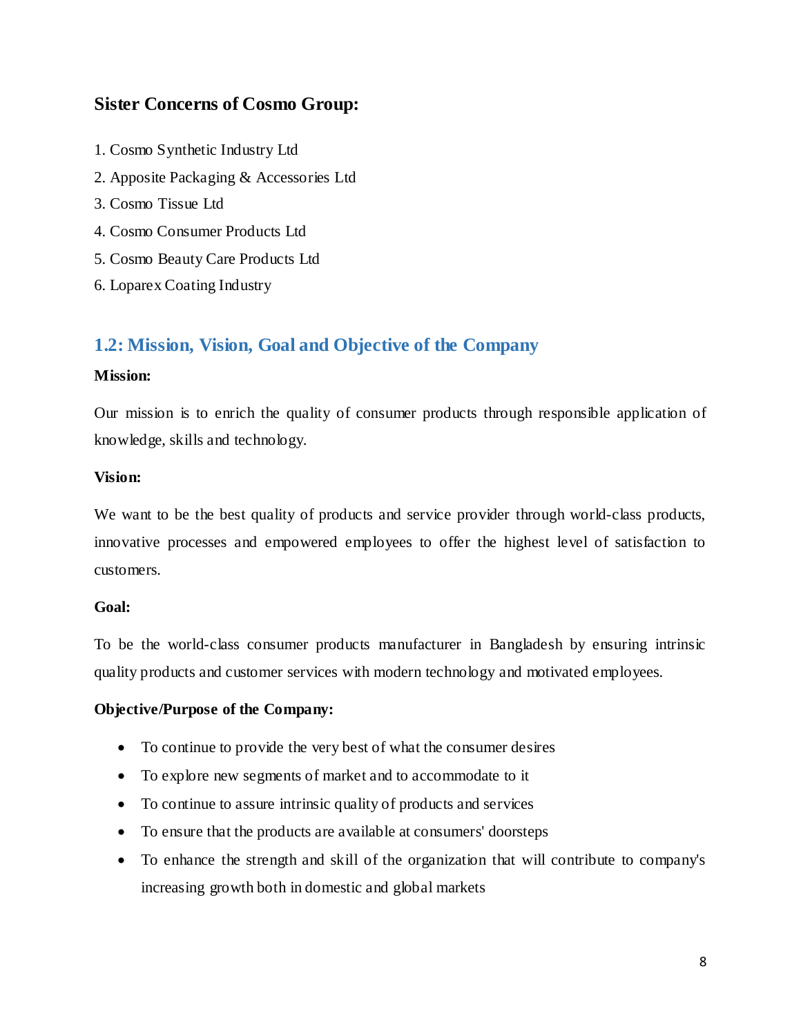## Sister Concerns of Cosmo Group:

1. Cosmo Synthetic Industry Ltd
2. Apposite Packaging & Accessories Ltd
3. Cosmo Tissue Ltd
4. Cosmo Consumer Products Ltd
5. Cosmo Beauty Care Products Ltd
6. Loparex Coating Industry

## 1.2: Mission, Vision, Goal and Objective of the Company

**Mission:**

Our mission is to enrich the quality of consumer products through responsible application of knowledge, skills and technology.

**Vision:**

We want to be the best quality of products and service provider through world-class products, innovative processes and empowered employees to offer the highest level of satisfaction to customers.

**Goal:**

To be the world-class consumer products manufacturer in Bangladesh by ensuring intrinsic quality products and customer services with modern technology and motivated employees.

**Objective/Purpose of the Company:**

- To continue to provide the very best of what the consumer desires
- To explore new segments of market and to accommodate to it
- To continue to assure intrinsic quality of products and services
- To ensure that the products are available at consumers' doorsteps
- To enhance the strength and skill of the organization that will contribute to company's increasing growth both in domestic and global markets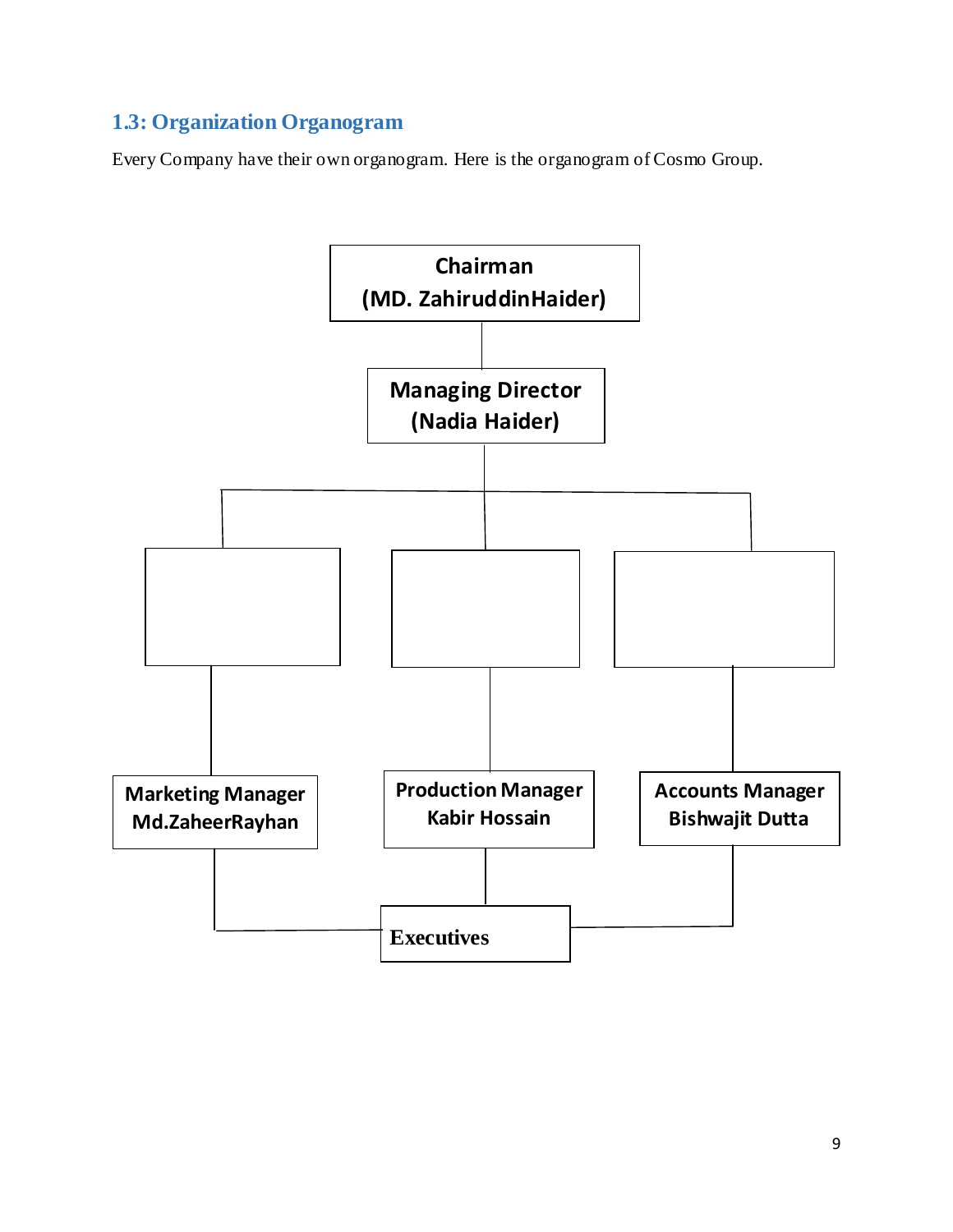### 1.3: Organization Organogram

Every Company have their own organogram. Here is the organogram of Cosmo Group.

Chairman
(MD. ZahiruddinHaider)

Managing Director
(Nadia Haider)

Marketing Manager
Md.ZaheerRayhan

Production Manager
Kabir Hossain

Accounts Manager
Bishwajit Dutta

Executives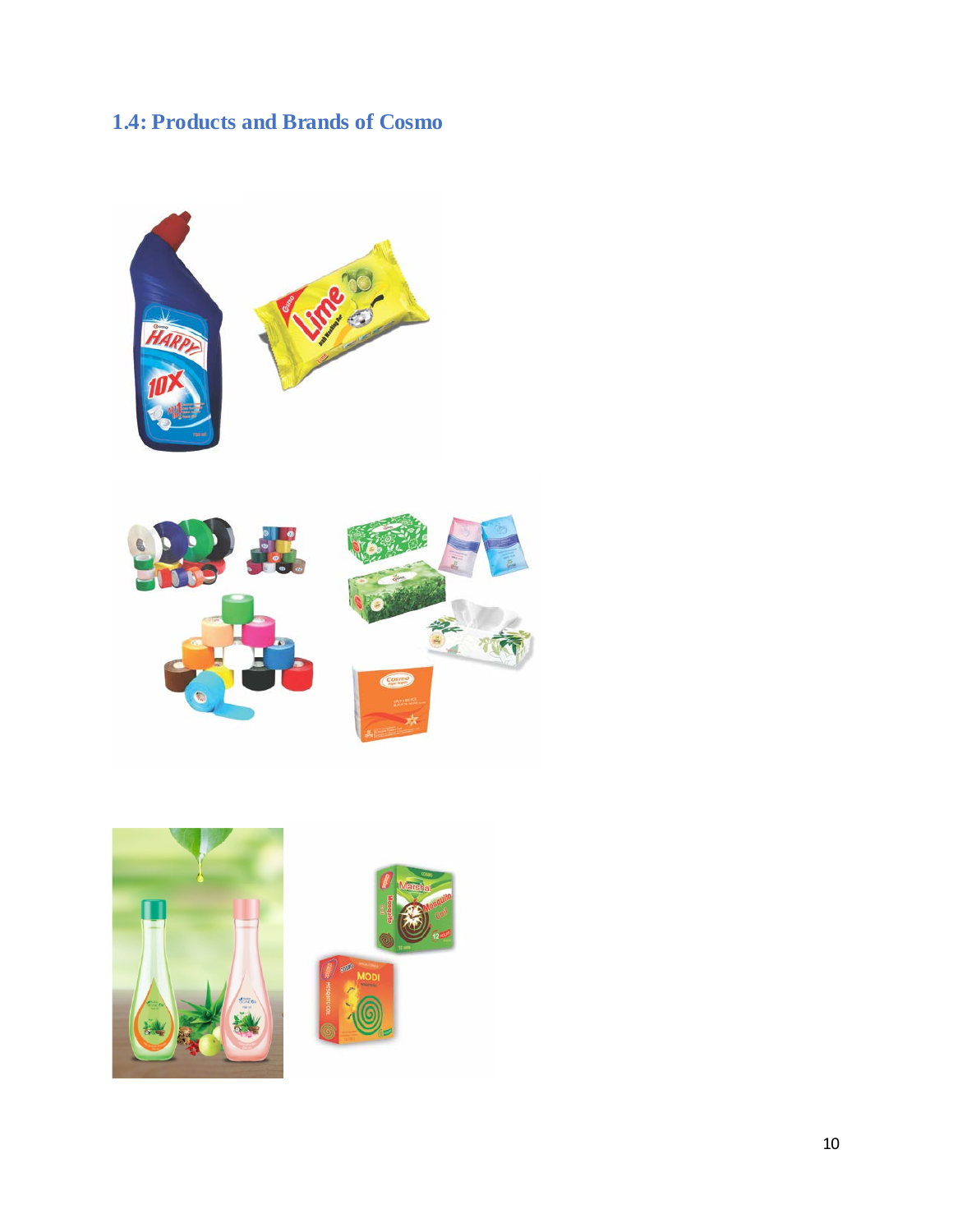## 1.4: Products and Brands of Cosmo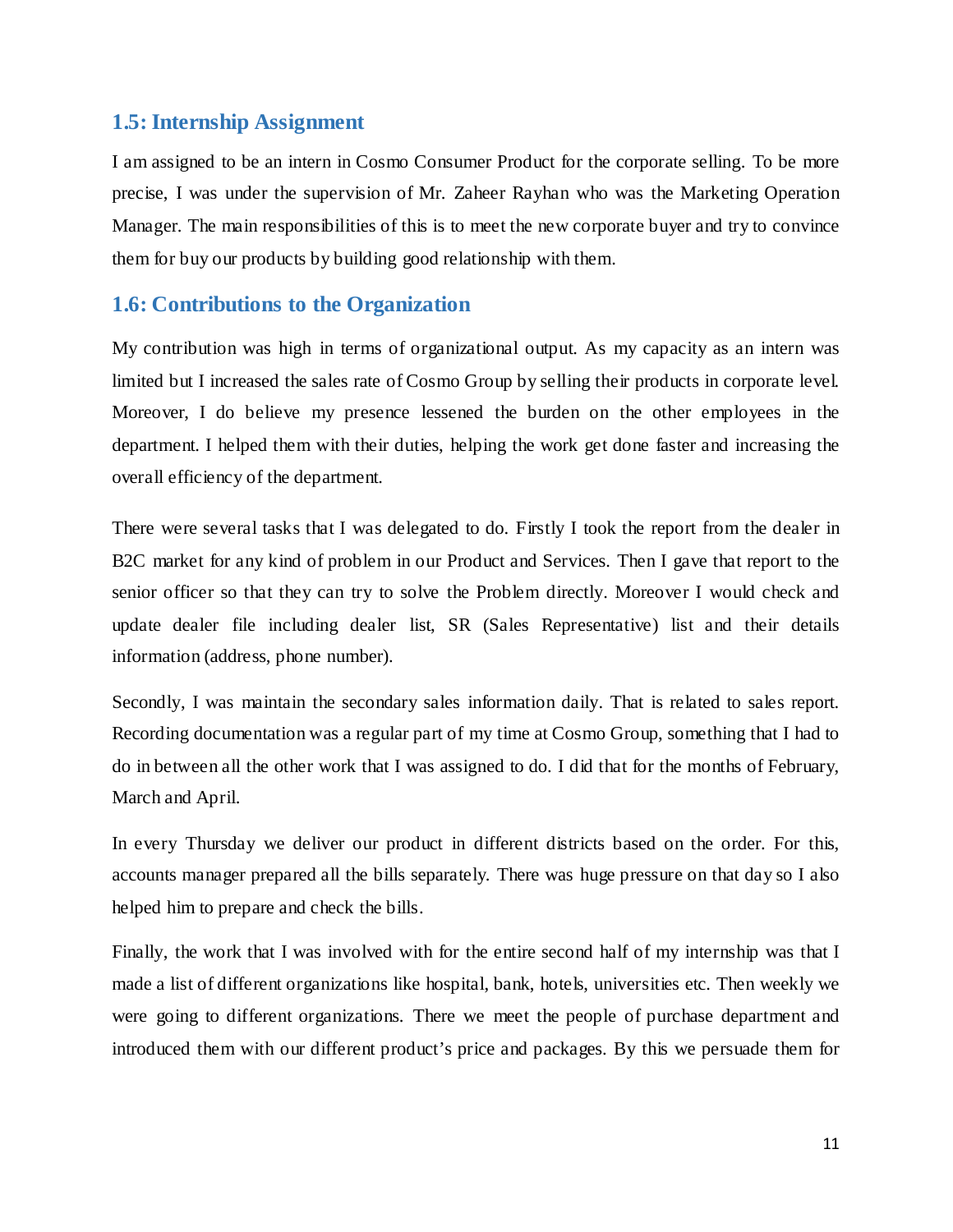## 1.5: Internship Assignment

I am assigned to be an intern in Cosmo Consumer Product for the corporate selling. To be more precise, I was under the supervision of Mr. Zaheer Rayhan who was the Marketing Operation Manager. The main responsibilities of this is to meet the new corporate buyer and try to convince them for buy our products by building good relationship with them.

## 1.6: Contributions to the Organization

My contribution was high in terms of organizational output. As my capacity as an intern was limited but I increased the sales rate of Cosmo Group by selling their products in corporate level. Moreover, I do believe my presence lessened the burden on the other employees in the department. I helped them with their duties, helping the work get done faster and increasing the overall efficiency of the department.

There were several tasks that I was delegated to do. Firstly I took the report from the dealer in B2C market for any kind of problem in our Product and Services. Then I gave that report to the senior officer so that they can try to solve the Problem directly. Moreover I would check and update dealer file including dealer list, SR (Sales Representative) list and their details information (address, phone number).

Secondly, I was maintain the secondary sales information daily. That is related to sales report. Recording documentation was a regular part of my time at Cosmo Group, something that I had to do in between all the other work that I was assigned to do. I did that for the months of February, March and April.

In every Thursday we deliver our product in different districts based on the order. For this, accounts manager prepared all the bills separately. There was huge pressure on that day so I also helped him to prepare and check the bills.

Finally, the work that I was involved with for the entire second half of my internship was that I made a list of different organizations like hospital, bank, hotels, universities etc. Then weekly we were going to different organizations. There we meet the people of purchase department and introduced them with our different product's price and packages. By this we persuade them for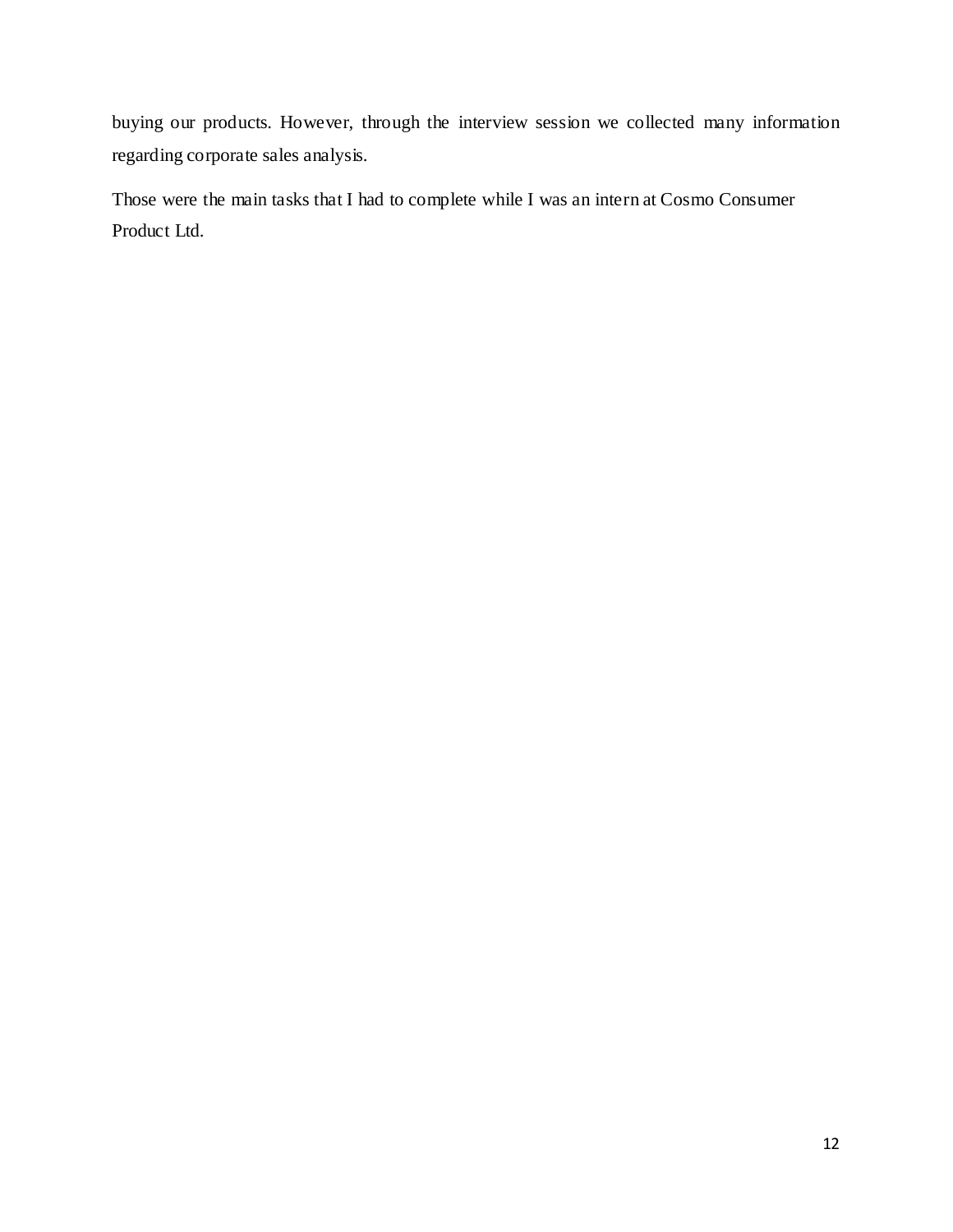buying our products. However, through the interview session we collected many information regarding corporate sales analysis.

Those were the main tasks that I had to complete while I was an intern at Cosmo Consumer Product Ltd.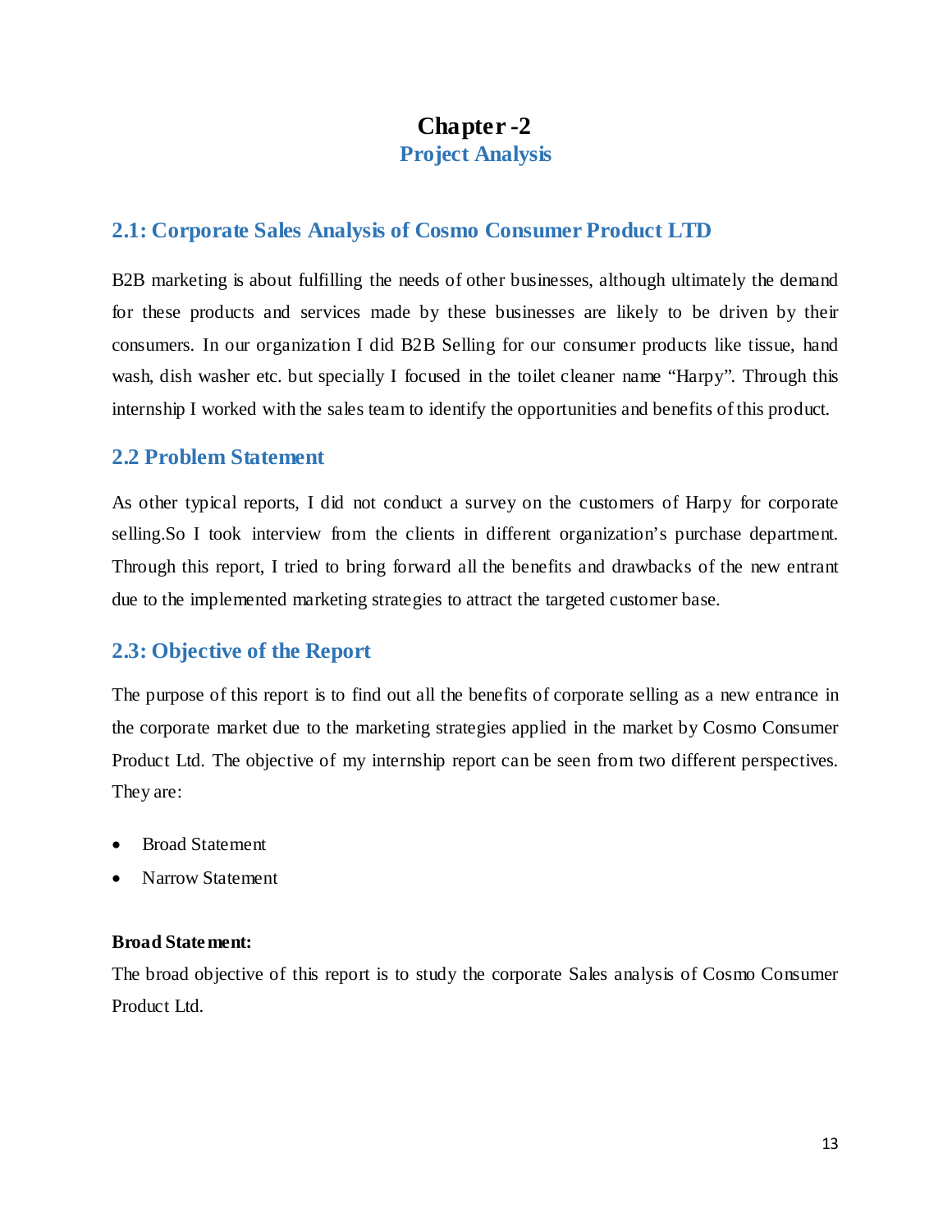# Chapter -2

## Project Analysis

### 2.1: Corporate Sales Analysis of Cosmo Consumer Product LTD

B2B marketing is about fulfilling the needs of other businesses, although ultimately the demand for these products and services made by these businesses are likely to be driven by their consumers. In our organization I did B2B Selling for our consumer products like tissue, hand wash, dish washer etc. but specially I focused in the toilet cleaner name "Harpy". Through this internship I worked with the sales team to identify the opportunities and benefits of this product.

### 2.2 Problem Statement

As other typical reports, I did not conduct a survey on the customers of Harpy for corporate selling.So I took interview from the clients in different organization's purchase department. Through this report, I tried to bring forward all the benefits and drawbacks of the new entrant due to the implemented marketing strategies to attract the targeted customer base.

### 2.3: Objective of the Report

The purpose of this report is to find out all the benefits of corporate selling as a new entrance in the corporate market due to the marketing strategies applied in the market by Cosmo Consumer Product Ltd. The objective of my internship report can be seen from two different perspectives. They are:

- Broad Statement
- Narrow Statement

**Broad Statement:**

The broad objective of this report is to study the corporate Sales analysis of Cosmo Consumer Product Ltd.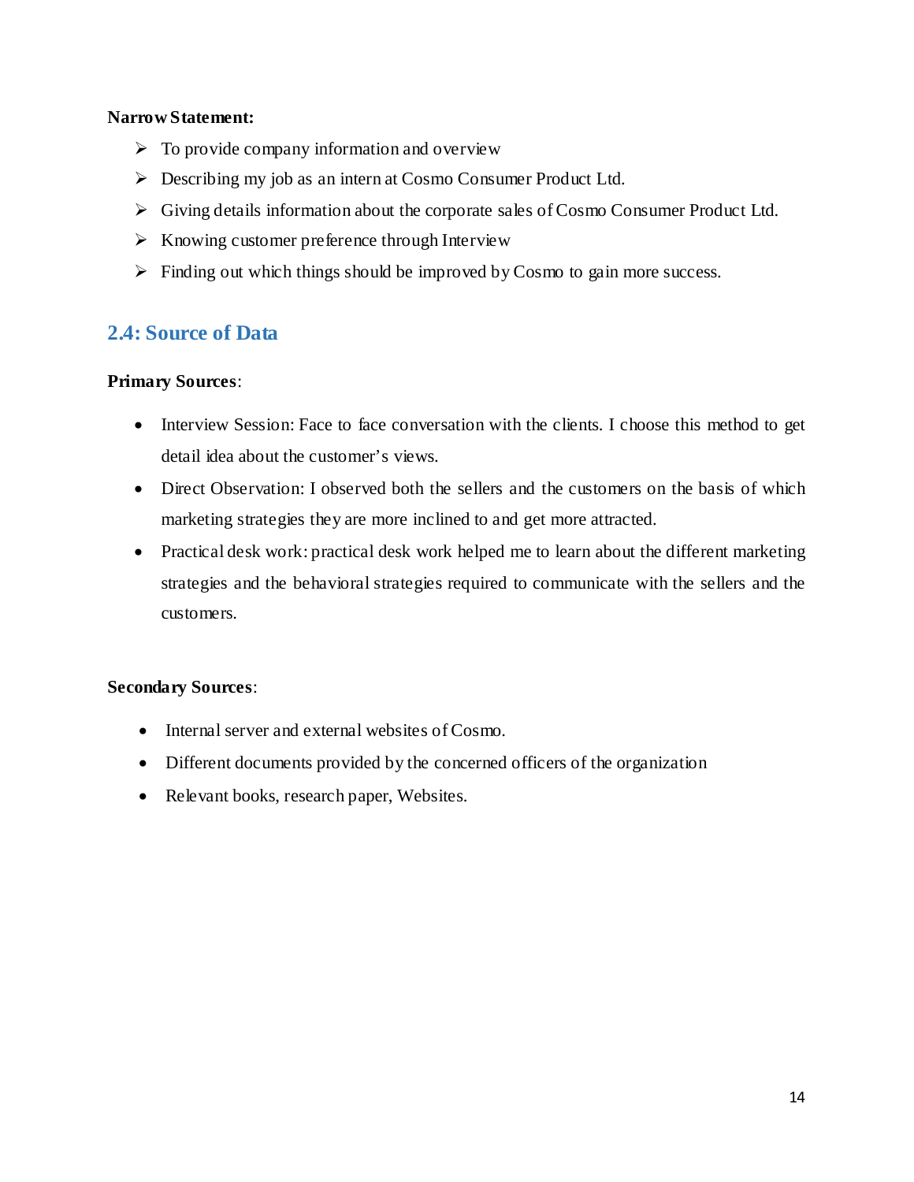**Narrow Statement:**

- To provide company information and overview
- Describing my job as an intern at Cosmo Consumer Product Ltd.
- Giving details information about the corporate sales of Cosmo Consumer Product Ltd.
- Knowing customer preference through Interview
- Finding out which things should be improved by Cosmo to gain more success.

## 2.4: Source of Data

**Primary Sources**:

- Interview Session: Face to face conversation with the clients. I choose this method to get detail idea about the customer's views.
- Direct Observation: I observed both the sellers and the customers on the basis of which marketing strategies they are more inclined to and get more attracted.
- Practical desk work: practical desk work helped me to learn about the different marketing strategies and the behavioral strategies required to communicate with the sellers and the customers.

**Secondary Sources**:

- Internal server and external websites of Cosmo.
- Different documents provided by the concerned officers of the organization
- Relevant books, research paper, Websites.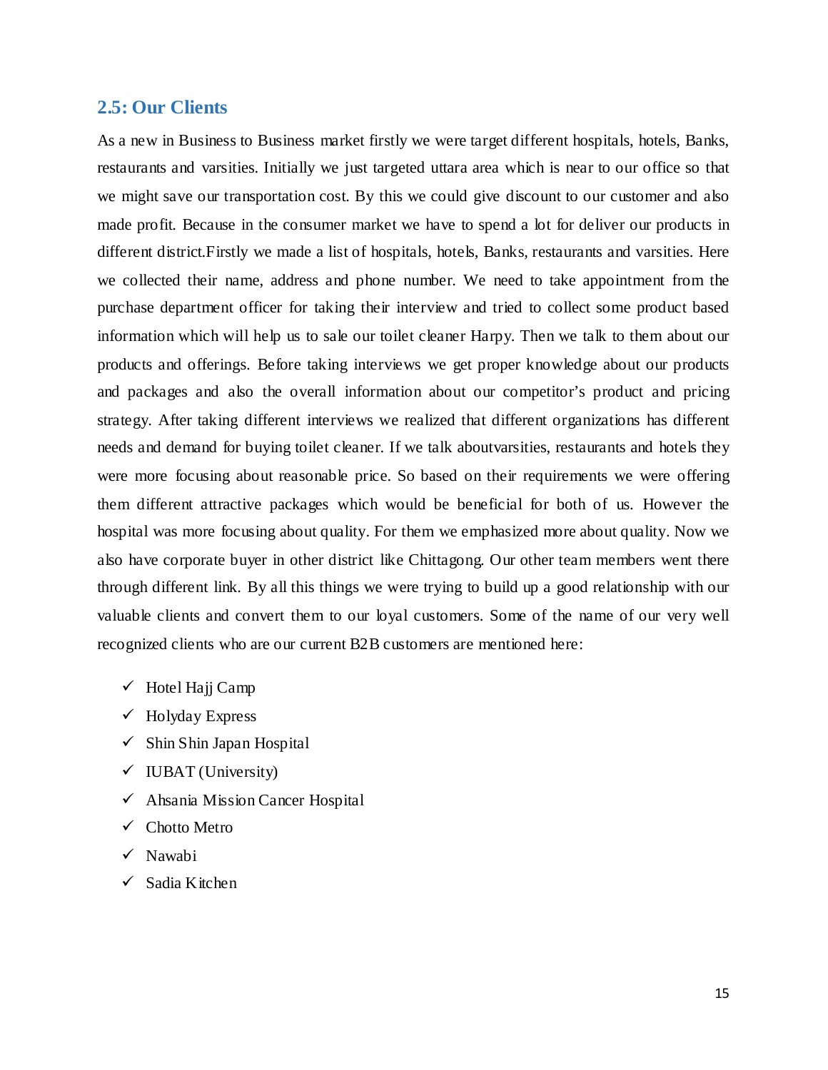## 2.5: Our Clients

As a new in Business to Business market firstly we were target different hospitals, hotels, Banks, restaurants and varsities. Initially we just targeted uttara area which is near to our office so that we might save our transportation cost. By this we could give discount to our customer and also made profit. Because in the consumer market we have to spend a lot for deliver our products in different district.Firstly we made a list of hospitals, hotels, Banks, restaurants and varsities. Here we collected their name, address and phone number. We need to take appointment from the purchase department officer for taking their interview and tried to collect some product based information which will help us to sale our toilet cleaner Harpy. Then we talk to them about our products and offerings. Before taking interviews we get proper knowledge about our products and packages and also the overall information about our competitor's product and pricing strategy. After taking different interviews we realized that different organizations has different needs and demand for buying toilet cleaner. If we talk aboutvarsities, restaurants and hotels they were more focusing about reasonable price. So based on their requirements we were offering them different attractive packages which would be beneficial for both of us. However the hospital was more focusing about quality. For them we emphasized more about quality. Now we also have corporate buyer in other district like Chittagong. Our other team members went there through different link. By all this things we were trying to build up a good relationship with our valuable clients and convert them to our loyal customers. Some of the name of our very well recognized clients who are our current B2B customers are mentioned here:

- ✓ Hotel Hajj Camp
- ✓ Holyday Express
- ✓ Shin Shin Japan Hospital
- ✓ IUBAT (University)
- ✓ Ahsania Mission Cancer Hospital
- ✓ Chotto Metro
- ✓ Nawabi
- ✓ Sadia Kitchen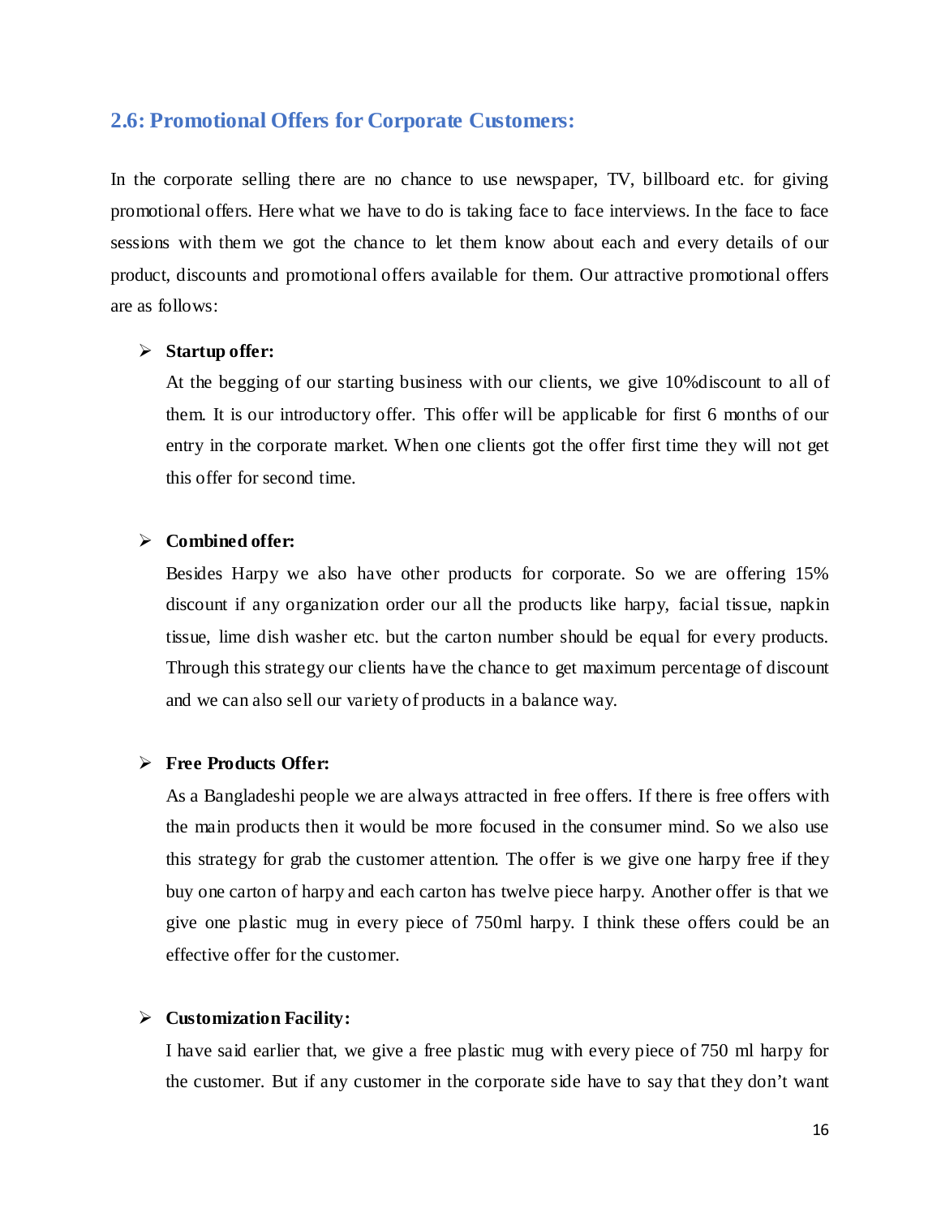## 2.6: Promotional Offers for Corporate Customers:

In the corporate selling there are no chance to use newspaper, TV, billboard etc. for giving promotional offers. Here what we have to do is taking face to face interviews. In the face to face sessions with them we got the chance to let them know about each and every details of our product, discounts and promotional offers available for them. Our attractive promotional offers are as follows:

- **Startup offer:**

  At the begging of our starting business with our clients, we give 10%discount to all of them. It is our introductory offer. This offer will be applicable for first 6 months of our entry in the corporate market. When one clients got the offer first time they will not get this offer for second time.

- **Combined offer:**

  Besides Harpy we also have other products for corporate. So we are offering 15% discount if any organization order our all the products like harpy, facial tissue, napkin tissue, lime dish washer etc. but the carton number should be equal for every products. Through this strategy our clients have the chance to get maximum percentage of discount and we can also sell our variety of products in a balance way.

- **Free Products Offer:**

  As a Bangladeshi people we are always attracted in free offers. If there is free offers with the main products then it would be more focused in the consumer mind. So we also use this strategy for grab the customer attention. The offer is we give one harpy free if they buy one carton of harpy and each carton has twelve piece harpy. Another offer is that we give one plastic mug in every piece of 750ml harpy. I think these offers could be an effective offer for the customer.

- **Customization Facility:**

  I have said earlier that, we give a free plastic mug with every piece of 750 ml harpy for the customer. But if any customer in the corporate side have to say that they don't want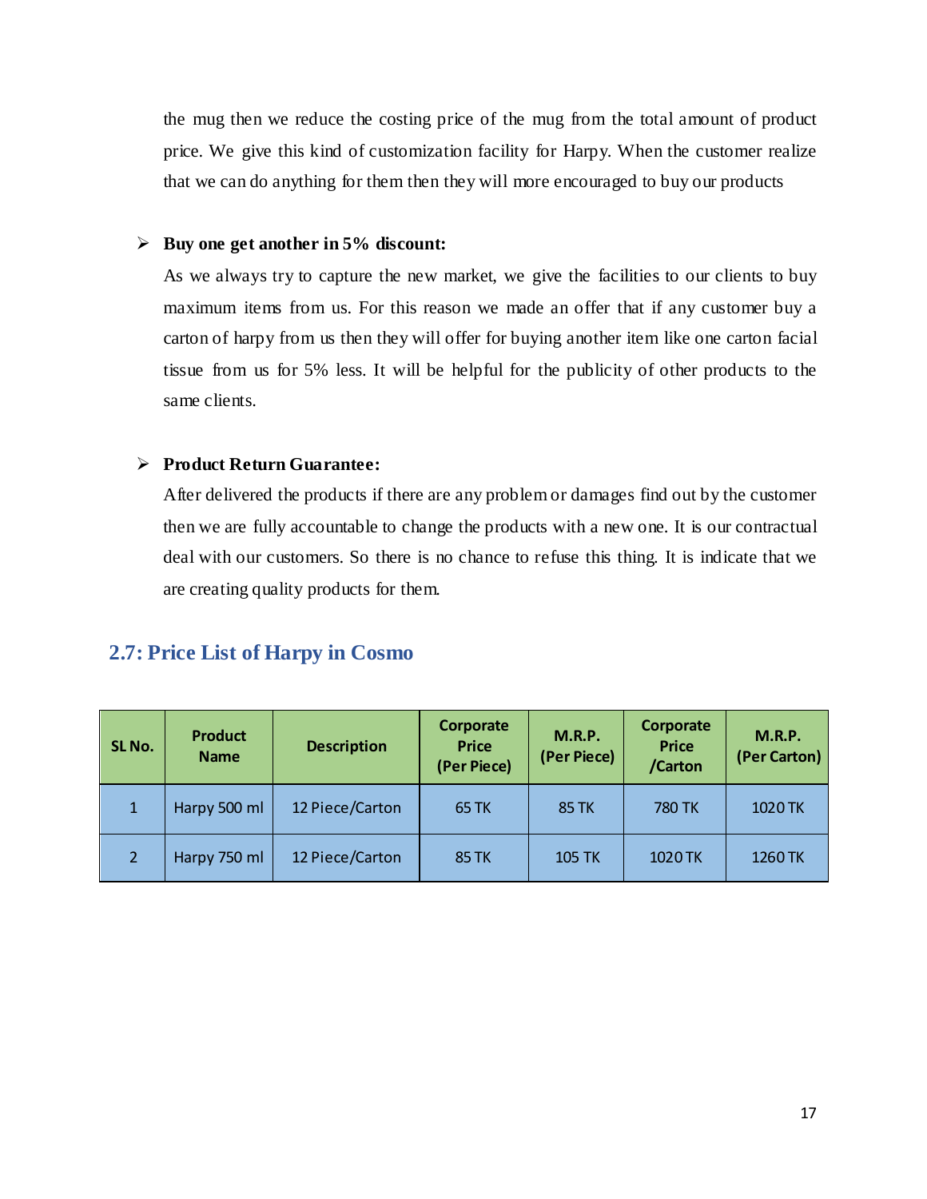the mug then we reduce the costing price of the mug from the total amount of product price. We give this kind of customization facility for Harpy. When the customer realize that we can do anything for them then they will more encouraged to buy our products

- **Buy one get another in 5% discount:**

  As we always try to capture the new market, we give the facilities to our clients to buy maximum items from us. For this reason we made an offer that if any customer buy a carton of harpy from us then they will offer for buying another item like one carton facial tissue from us for 5% less. It will be helpful for the publicity of other products to the same clients.

- **Product Return Guarantee:**

  After delivered the products if there are any problem or damages find out by the customer then we are fully accountable to change the products with a new one. It is our contractual deal with our customers. So there is no chance to refuse this thing. It is indicate that we are creating quality products for them.

## 2.7: Price List of Harpy in Cosmo

| SL No. | Product Name | Description | Corporate Price (Per Piece) | M.R.P. (Per Piece) | Corporate Price /Carton | M.R.P. (Per Carton) |
|---|---|---|---|---|---|---|
| 1 | Harpy 500 ml | 12 Piece/Carton | 65 TK | 85 TK | 780 TK | 1020 TK |
| 2 | Harpy 750 ml | 12 Piece/Carton | 85 TK | 105 TK | 1020 TK | 1260 TK |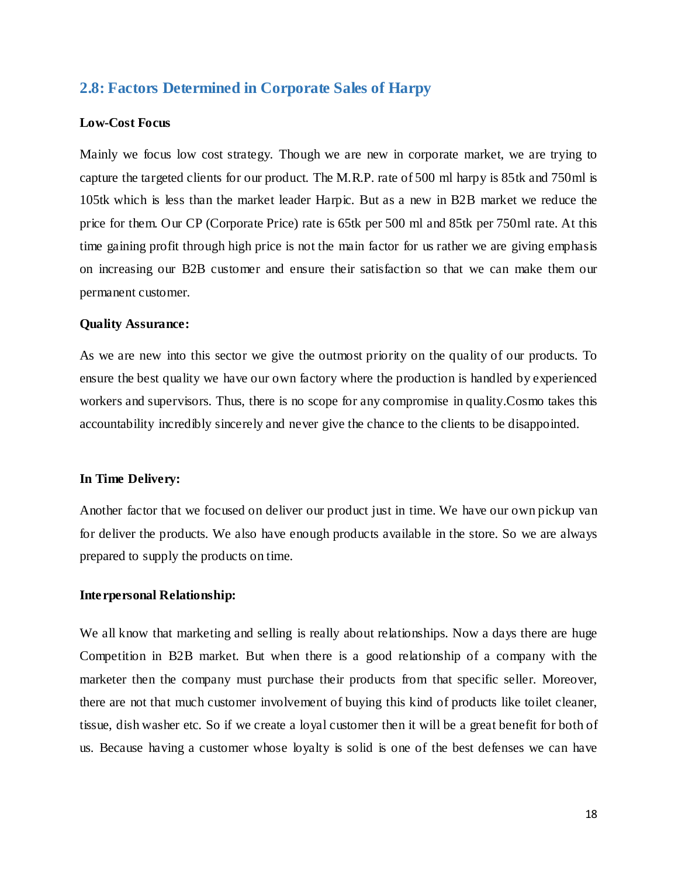## 2.8: Factors Determined in Corporate Sales of Harpy

**Low-Cost Focus**

Mainly we focus low cost strategy. Though we are new in corporate market, we are trying to capture the targeted clients for our product. The M.R.P. rate of 500 ml harpy is 85tk and 750ml is 105tk which is less than the market leader Harpic. But as a new in B2B market we reduce the price for them. Our CP (Corporate Price) rate is 65tk per 500 ml and 85tk per 750ml rate. At this time gaining profit through high price is not the main factor for us rather we are giving emphasis on increasing our B2B customer and ensure their satisfaction so that we can make them our permanent customer.

**Quality Assurance:**

As we are new into this sector we give the outmost priority on the quality of our products. To ensure the best quality we have our own factory where the production is handled by experienced workers and supervisors. Thus, there is no scope for any compromise in quality.Cosmo takes this accountability incredibly sincerely and never give the chance to the clients to be disappointed.

**In Time Delivery:**

Another factor that we focused on deliver our product just in time. We have our own pickup van for deliver the products. We also have enough products available in the store. So we are always prepared to supply the products on time.

**Interpersonal Relationship:**

We all know that marketing and selling is really about relationships. Now a days there are huge Competition in B2B market. But when there is a good relationship of a company with the marketer then the company must purchase their products from that specific seller. Moreover, there are not that much customer involvement of buying this kind of products like toilet cleaner, tissue, dish washer etc. So if we create a loyal customer then it will be a great benefit for both of us. Because having a customer whose loyalty is solid is one of the best defenses we can have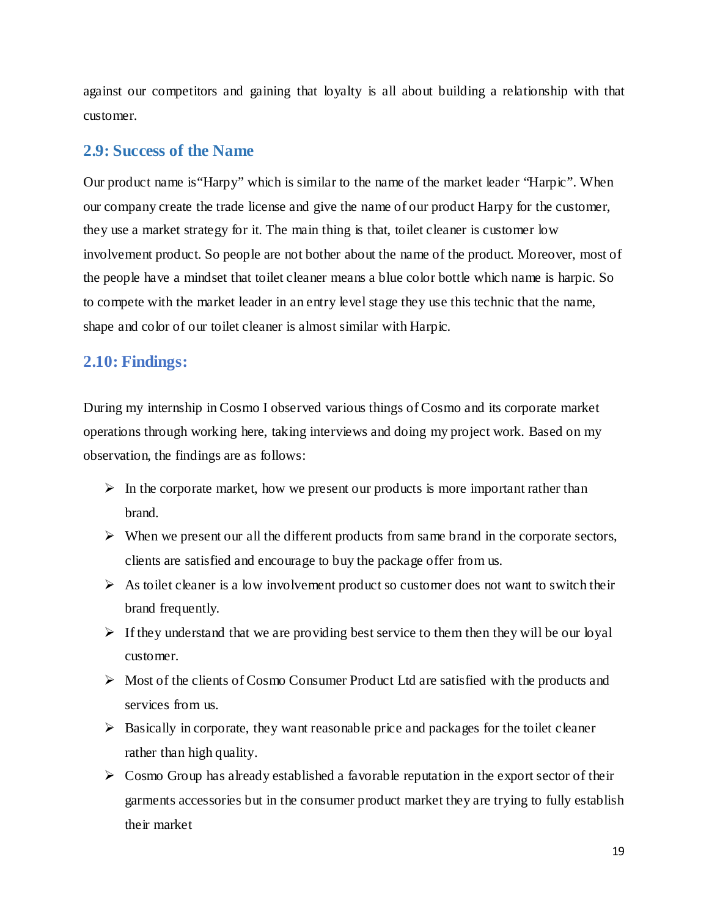against our competitors and gaining that loyalty is all about building a relationship with that customer.

## 2.9: Success of the Name

Our product name is"Harpy" which is similar to the name of the market leader "Harpic". When our company create the trade license and give the name of our product Harpy for the customer, they use a market strategy for it. The main thing is that, toilet cleaner is customer low involvement product. So people are not bother about the name of the product. Moreover, most of the people have a mindset that toilet cleaner means a blue color bottle which name is harpic. So to compete with the market leader in an entry level stage they use this technic that the name, shape and color of our toilet cleaner is almost similar with Harpic.

## 2.10: Findings:

During my internship in Cosmo I observed various things of Cosmo and its corporate market operations through working here, taking interviews and doing my project work. Based on my observation, the findings are as follows:

- In the corporate market, how we present our products is more important rather than brand.
- When we present our all the different products from same brand in the corporate sectors, clients are satisfied and encourage to buy the package offer from us.
- As toilet cleaner is a low involvement product so customer does not want to switch their brand frequently.
- If they understand that we are providing best service to them then they will be our loyal customer.
- Most of the clients of Cosmo Consumer Product Ltd are satisfied with the products and services from us.
- Basically in corporate, they want reasonable price and packages for the toilet cleaner rather than high quality.
- Cosmo Group has already established a favorable reputation in the export sector of their garments accessories but in the consumer product market they are trying to fully establish their market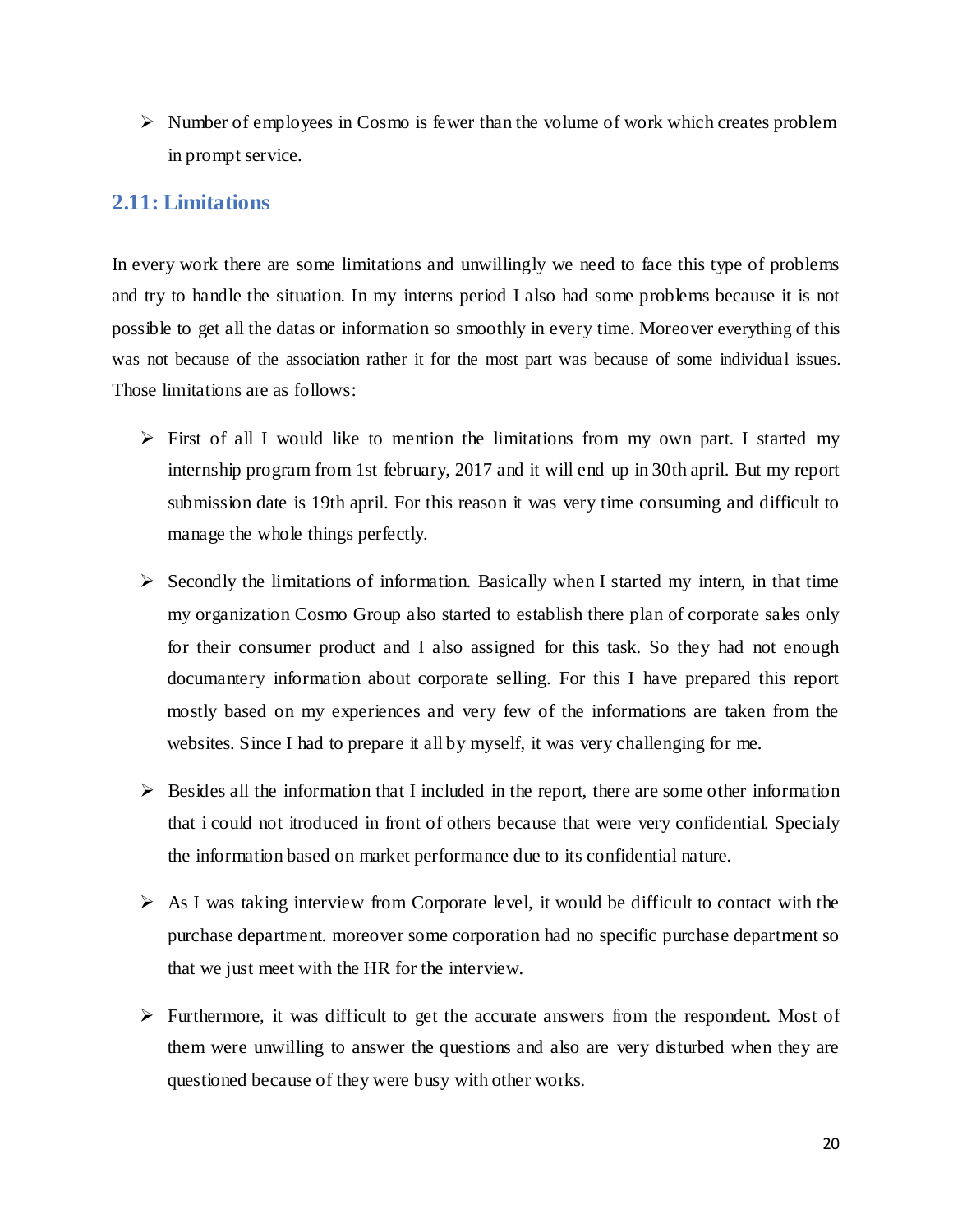- Number of employees in Cosmo is fewer than the volume of work which creates problem in prompt service.

## 2.11: Limitations

In every work there are some limitations and unwillingly we need to face this type of problems and try to handle the situation. In my interns period I also had some problems because it is not possible to get all the datas or information so smoothly in every time. Moreover everything of this was not because of the association rather it for the most part was because of some individual issues. Those limitations are as follows:

- First of all I would like to mention the limitations from my own part. I started my internship program from 1st february, 2017 and it will end up in 30th april. But my report submission date is 19th april. For this reason it was very time consuming and difficult to manage the whole things perfectly.

- Secondly the limitations of information. Basically when I started my intern, in that time my organization Cosmo Group also started to establish there plan of corporate sales only for their consumer product and I also assigned for this task. So they had not enough documantery information about corporate selling. For this I have prepared this report mostly based on my experiences and very few of the informations are taken from the websites. Since I had to prepare it all by myself, it was very challenging for me.

- Besides all the information that I included in the report, there are some other information that i could not itroduced in front of others because that were very confidential. Specialy the information based on market performance due to its confidential nature.

- As I was taking interview from Corporate level, it would be difficult to contact with the purchase department. moreover some corporation had no specific purchase department so that we just meet with the HR for the interview.

- Furthermore, it was difficult to get the accurate answers from the respondent. Most of them were unwilling to answer the questions and also are very disturbed when they are questioned because of they were busy with other works.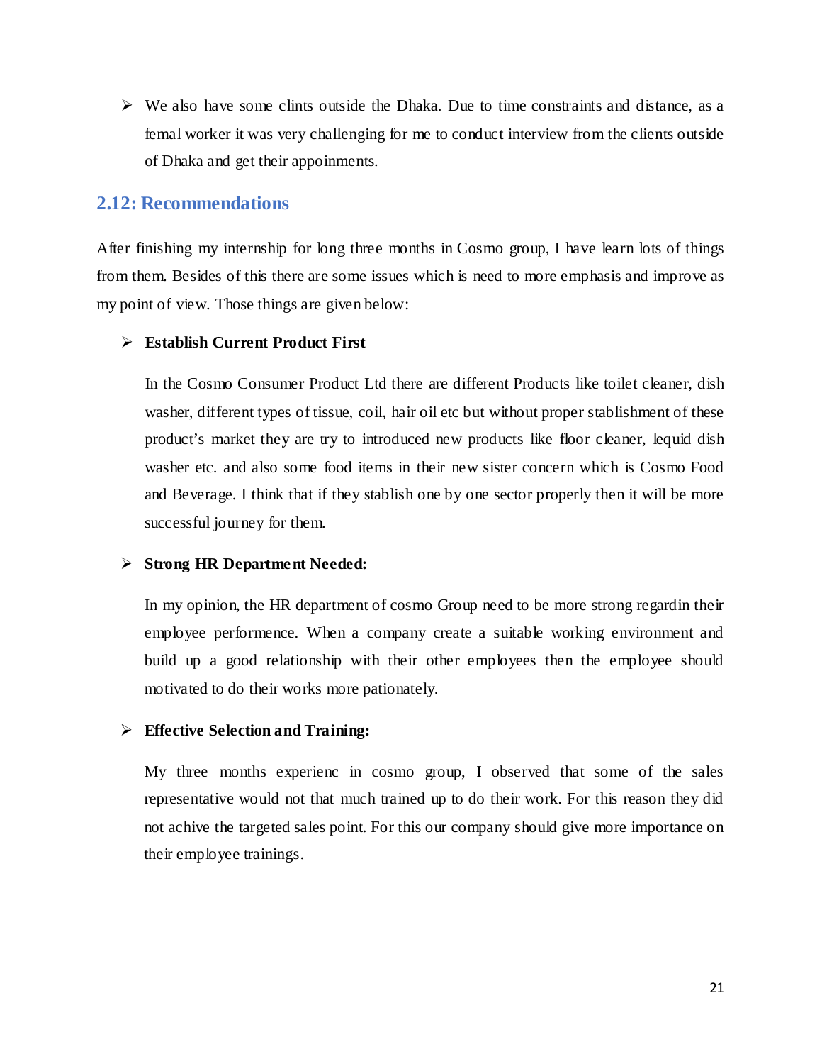- We also have some clints outside the Dhaka. Due to time constraints and distance, as a femal worker it was very challenging for me to conduct interview from the clients outside of Dhaka and get their appoinments.

## 2.12: Recommendations

After finishing my internship for long three months in Cosmo group, I have learn lots of things from them. Besides of this there are some issues which is need to more emphasis and improve as my point of view. Those things are given below:

- **Establish Current Product First**

  In the Cosmo Consumer Product Ltd there are different Products like toilet cleaner, dish washer, different types of tissue, coil, hair oil etc but without proper stablishment of these product's market they are try to introduced new products like floor cleaner, lequid dish washer etc. and also some food items in their new sister concern which is Cosmo Food and Beverage. I think that if they stablish one by one sector properly then it will be more successful journey for them.

- **Strong HR Department Needed:**

  In my opinion, the HR department of cosmo Group need to be more strong regardin their employee performence. When a company create a suitable working environment and build up a good relationship with their other employees then the employee should motivated to do their works more pationately.

- **Effective Selection and Training:**

  My three months experienc in cosmo group, I observed that some of the sales representative would not that much trained up to do their work. For this reason they did not achive the targeted sales point. For this our company should give more importance on their employee trainings.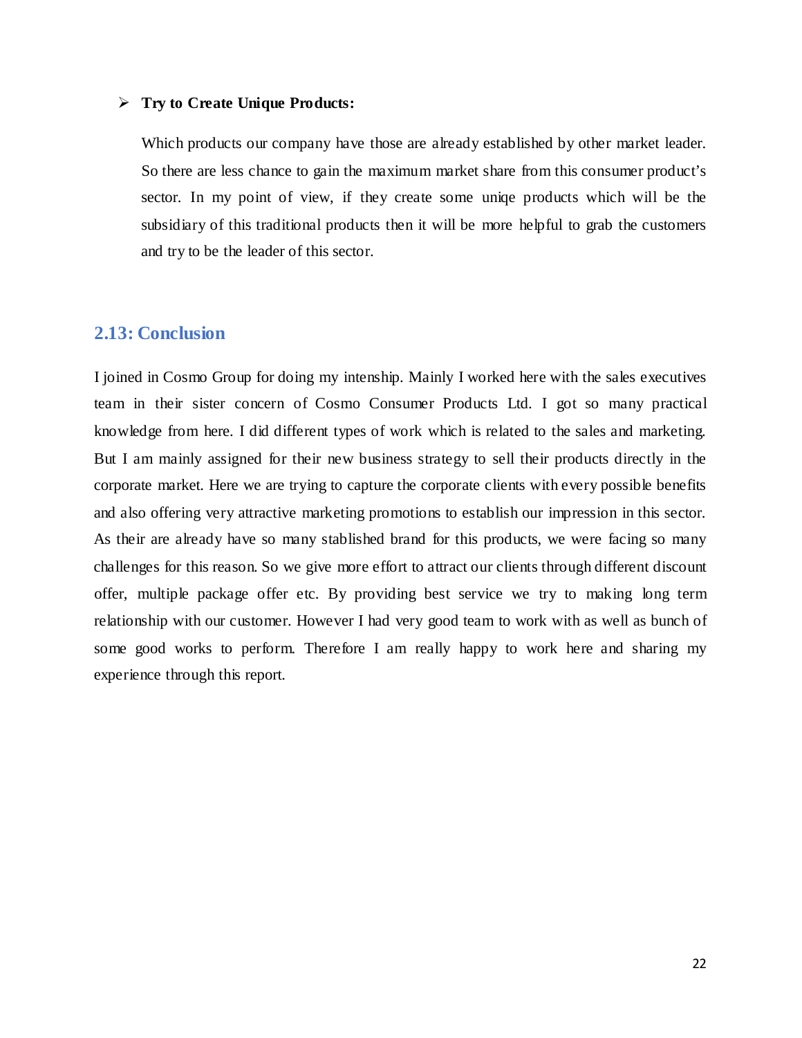- **Try to Create Unique Products:**

  Which products our company have those are already established by other market leader. So there are less chance to gain the maximum market share from this consumer product's sector. In my point of view, if they create some uniqe products which will be the subsidiary of this traditional products then it will be more helpful to grab the customers and try to be the leader of this sector.

## 2.13: Conclusion

I joined in Cosmo Group for doing my intenship. Mainly I worked here with the sales executives team in their sister concern of Cosmo Consumer Products Ltd. I got so many practical knowledge from here. I did different types of work which is related to the sales and marketing. But I am mainly assigned for their new business strategy to sell their products directly in the corporate market. Here we are trying to capture the corporate clients with every possible benefits and also offering very attractive marketing promotions to establish our impression in this sector. As their are already have so many stablished brand for this products, we were facing so many challenges for this reason. So we give more effort to attract our clients through different discount offer, multiple package offer etc. By providing best service we try to making long term relationship with our customer. However I had very good team to work with as well as bunch of some good works to perform. Therefore I am really happy to work here and sharing my experience through this report.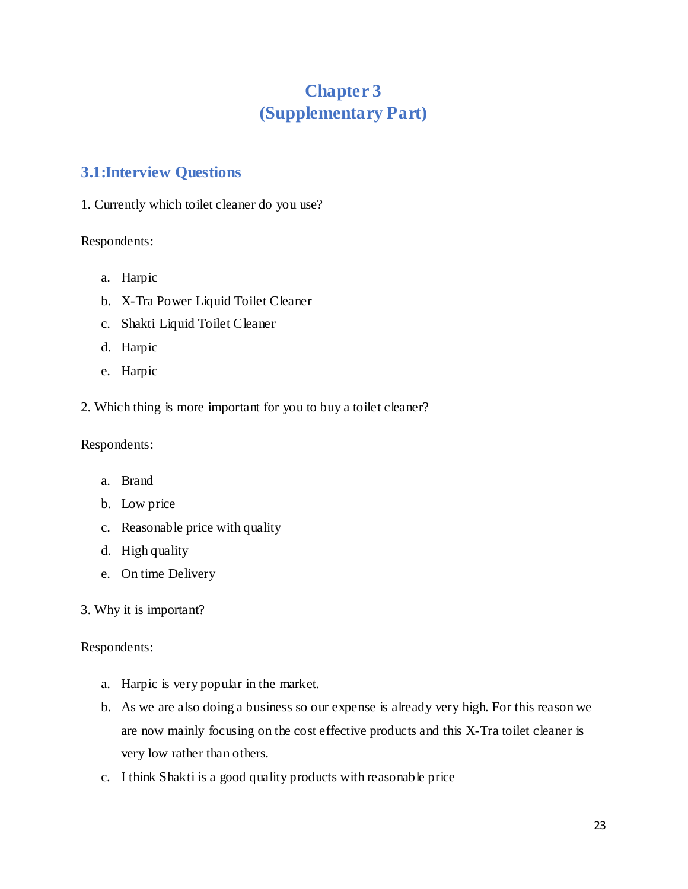# Chapter 3
# (Supplementary Part)

## 3.1:Interview Questions

1. Currently which toilet cleaner do you use?

Respondents:

a. Harpic
b. X-Tra Power Liquid Toilet Cleaner
c. Shakti Liquid Toilet Cleaner
d. Harpic
e. Harpic

2. Which thing is more important for you to buy a toilet cleaner?

Respondents:

a. Brand
b. Low price
c. Reasonable price with quality
d. High quality
e. On time Delivery

3. Why it is important?

Respondents:

a. Harpic is very popular in the market.
b. As we are also doing a business so our expense is already very high. For this reason we are now mainly focusing on the cost effective products and this X-Tra toilet cleaner is very low rather than others.
c. I think Shakti is a good quality products with reasonable price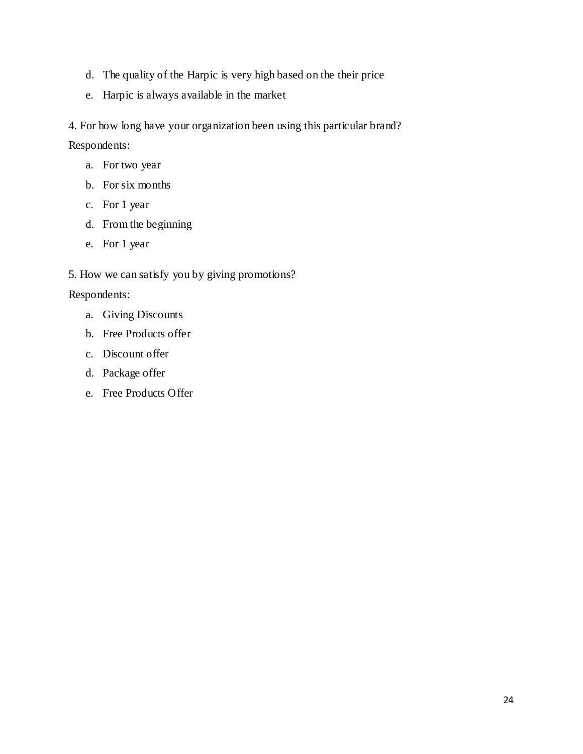d. The quality of the Harpic is very high based on the their price
e. Harpic is always available in the market

4. For how long have your organization been using this particular brand?

Respondents:

a. For two year
b. For six months
c. For 1 year
d. From the beginning
e. For 1 year

5. How we can satisfy you by giving promotions?

Respondents:

a. Giving Discounts
b. Free Products offer
c. Discount offer
d. Package offer
e. Free Products Offer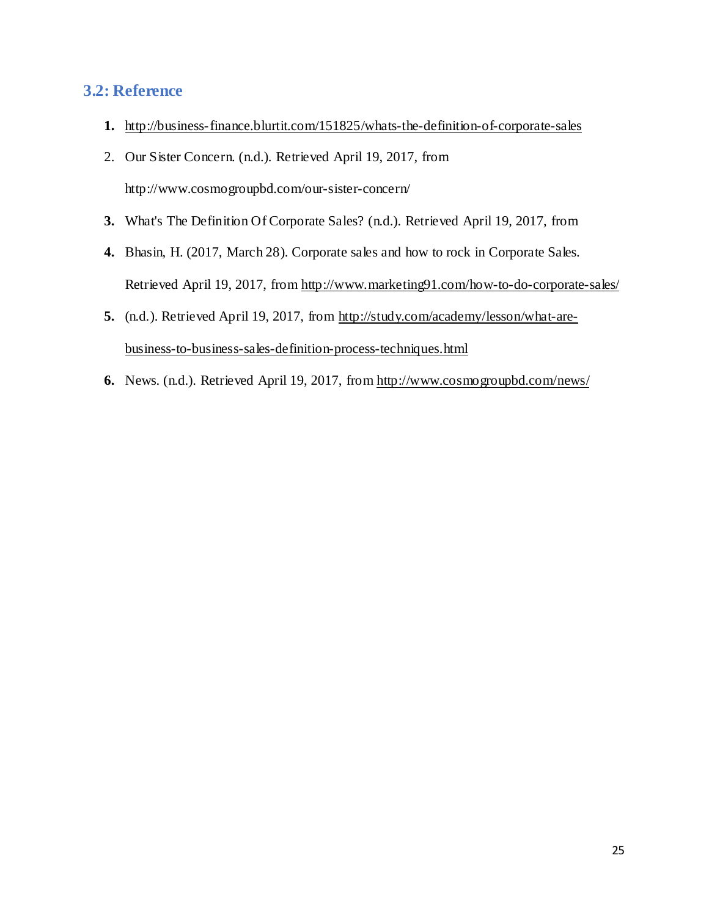## 3.2: Reference

1. http://business-finance.blurtit.com/151825/whats-the-definition-of-corporate-sales
2. Our Sister Concern. (n.d.). Retrieved April 19, 2017, from http://www.cosmogroupbd.com/our-sister-concern/
3. What's The Definition Of Corporate Sales? (n.d.). Retrieved April 19, 2017, from
4. Bhasin, H. (2017, March 28). Corporate sales and how to rock in Corporate Sales. Retrieved April 19, 2017, from http://www.marketing91.com/how-to-do-corporate-sales/
5. (n.d.). Retrieved April 19, 2017, from http://study.com/academy/lesson/what-are-business-to-business-sales-definition-process-techniques.html
6. News. (n.d.). Retrieved April 19, 2017, from http://www.cosmogroupbd.com/news/